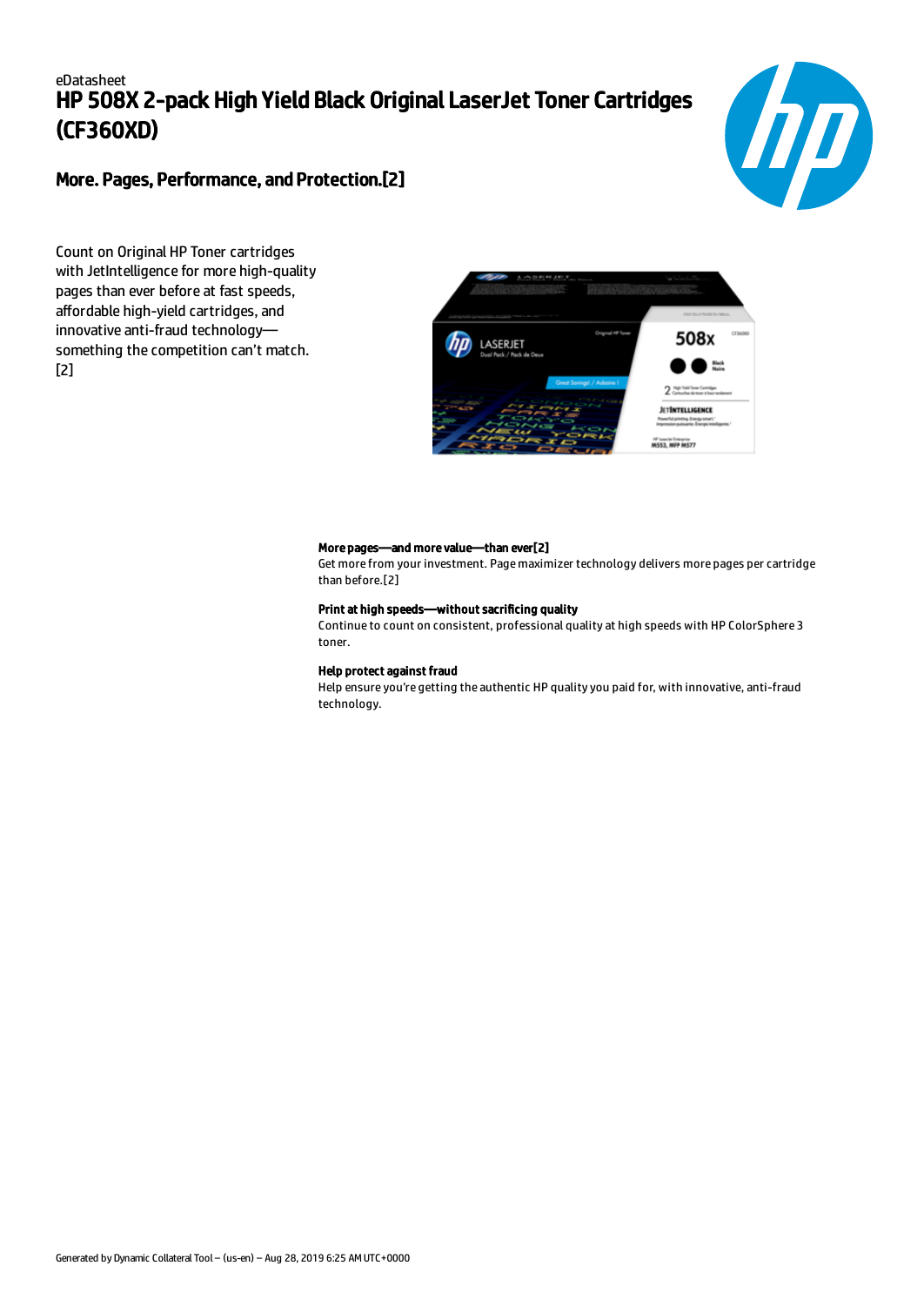eDatasheet

# HP 508X 2-pack High Yield Black Original LaserJet Toner Cartridges (CF360XD)

## More. Pages, Performance, and Protection.[2]

Count on Original HP Toner cartridges with JetIntelligence for more high-quality pages than ever before at fast speeds, affordable high-yield cartridges, and innovative anti-fraud technology—something the competition can't match.[2]

**More pages—and more value—than ever[2]**
Get more from your investment. Page maximizer technology delivers more pages per cartridge than before.[2]

**Print at high speeds—without sacrificing quality**
Continue to count on consistent, professional quality at high speeds with HP ColorSphere 3 toner.

**Help protect against fraud**
Help ensure you're getting the authentic HP quality you paid for, with innovative, anti-fraud technology.

Generated by Dynamic Collateral Tool – (us-en) – Aug 28, 2019 6:25 AM UTC+0000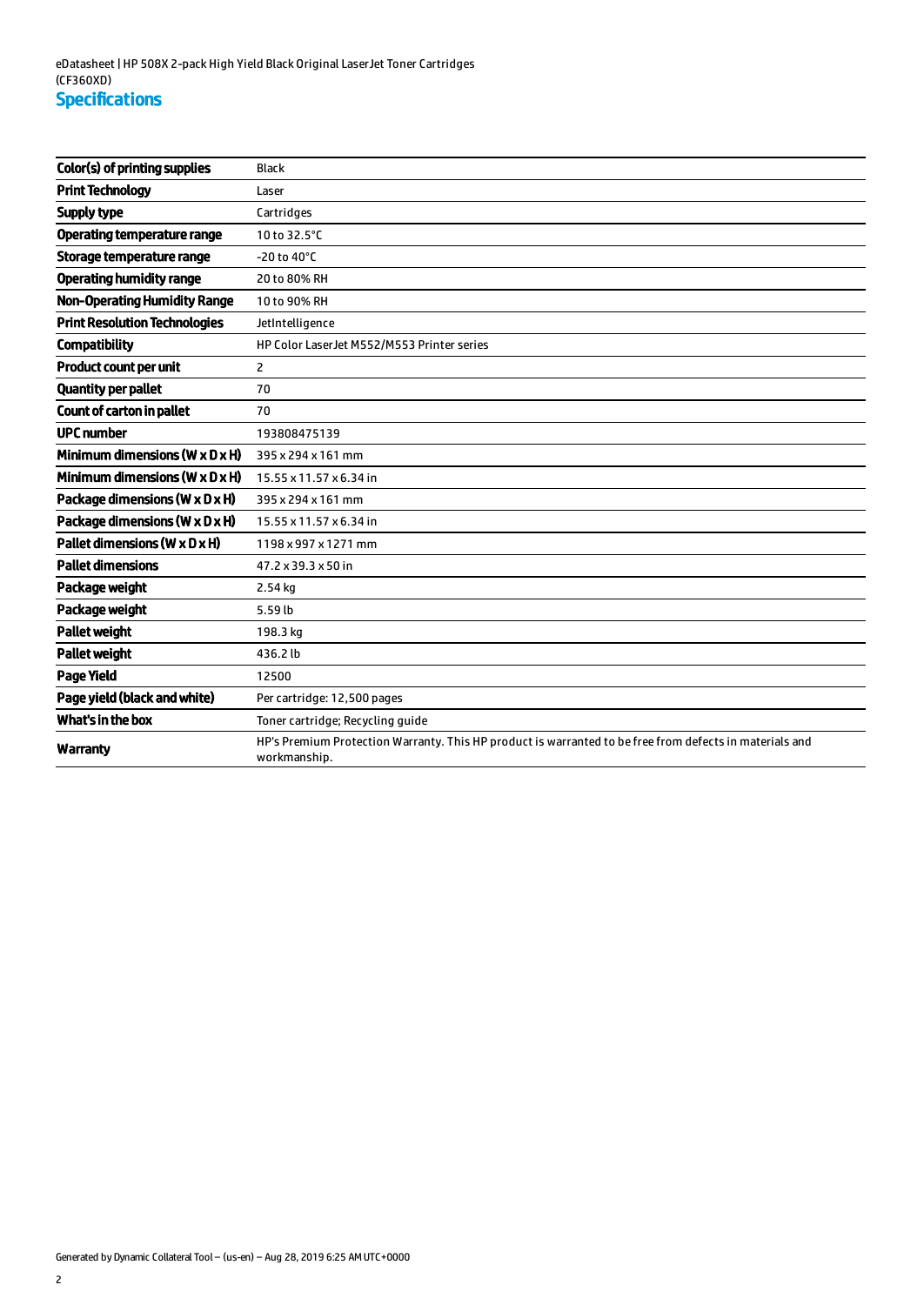eDatasheet | HP 508X 2-pack High Yield Black Original LaserJet Toner Cartridges (CF360XD)

## Specifications

| | |
|---|---|
| **Color(s) of printing supplies** | Black |
| **Print Technology** | Laser |
| **Supply type** | Cartridges |
| **Operating temperature range** | 10 to 32.5°C |
| **Storage temperature range** | -20 to 40°C |
| **Operating humidity range** | 20 to 80% RH |
| **Non-Operating Humidity Range** | 10 to 90% RH |
| **Print Resolution Technologies** | JetIntelligence |
| **Compatibility** | HP Color LaserJet M552/M553 Printer series |
| **Product count per unit** | 2 |
| **Quantity per pallet** | 70 |
| **Count of carton in pallet** | 70 |
| **UPC number** | 193808475139 |
| **Minimum dimensions (W x D x H)** | 395 x 294 x 161 mm |
| **Minimum dimensions (W x D x H)** | 15.55 x 11.57 x 6.34 in |
| **Package dimensions (W x D x H)** | 395 x 294 x 161 mm |
| **Package dimensions (W x D x H)** | 15.55 x 11.57 x 6.34 in |
| **Pallet dimensions (W x D x H)** | 1198 x 997 x 1271 mm |
| **Pallet dimensions** | 47.2 x 39.3 x 50 in |
| **Package weight** | 2.54 kg |
| **Package weight** | 5.59 lb |
| **Pallet weight** | 198.3 kg |
| **Pallet weight** | 436.2 lb |
| **Page Yield** | 12500 |
| **Page yield (black and white)** | Per cartridge: 12,500 pages |
| **What's in the box** | Toner cartridge; Recycling guide |
| **Warranty** | HP's Premium Protection Warranty. This HP product is warranted to be free from defects in materials and workmanship. |

Generated by Dynamic Collateral Tool – (us-en) – Aug 28, 2019 6:25 AM UTC+0000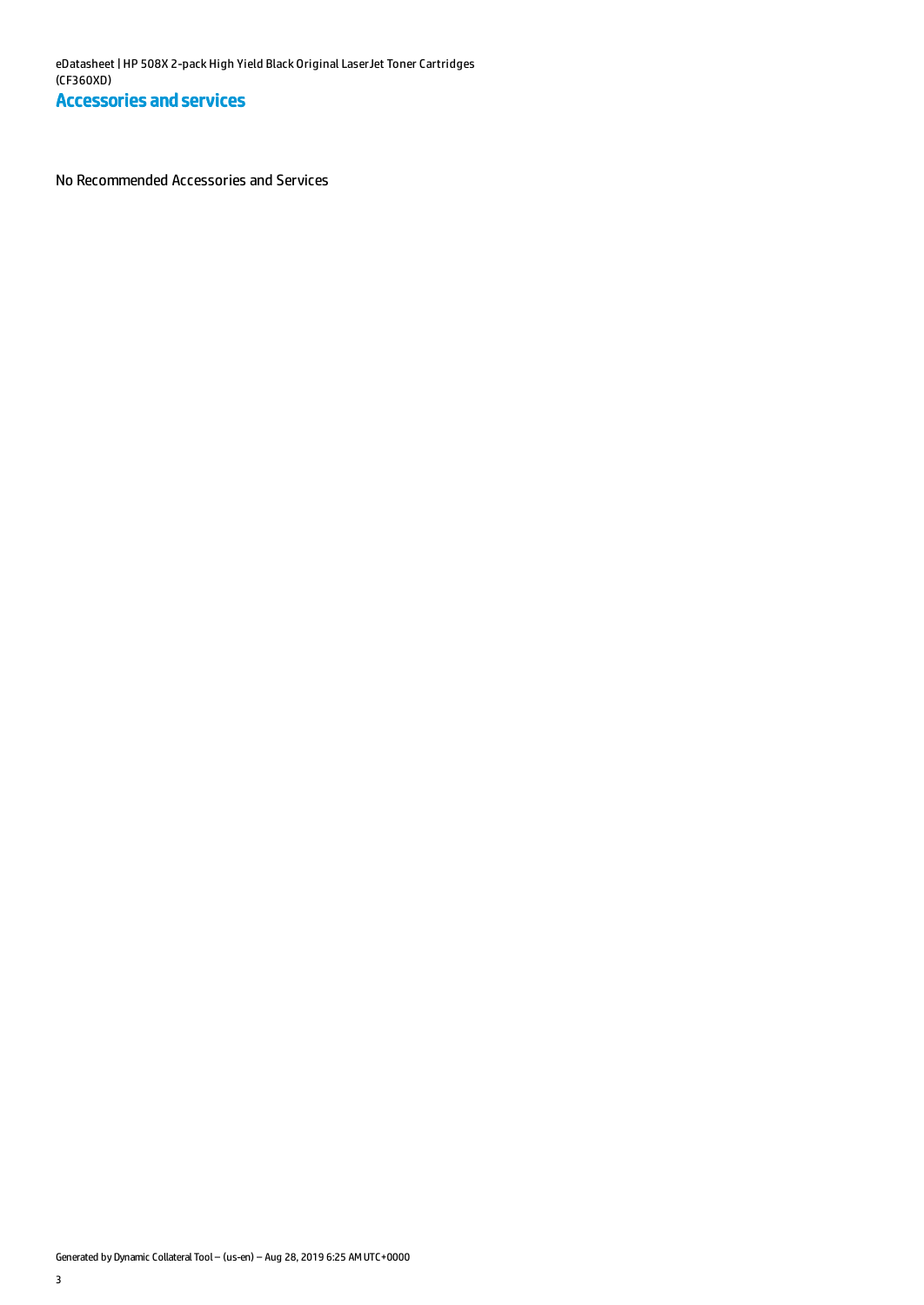## Accessories and services

No Recommended Accessories and Services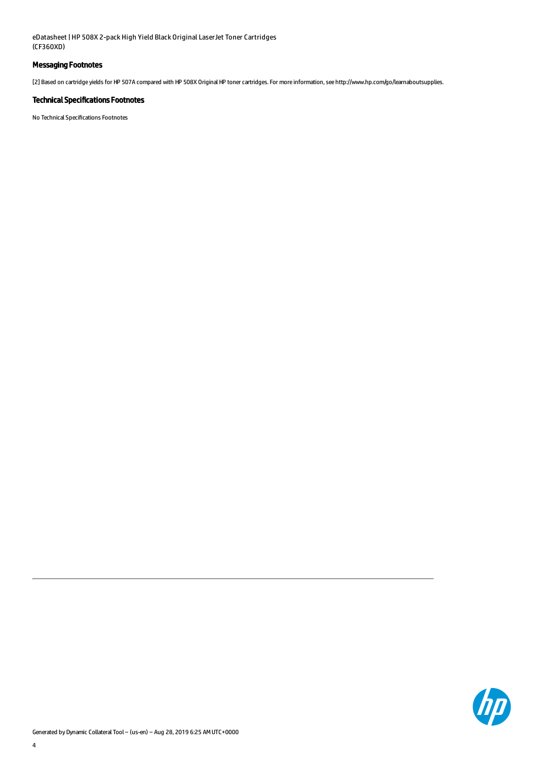## Messaging Footnotes

[2] Based on cartridge yields for HP 507A compared with HP 508X Original HP toner cartridges. For more information, see http://www.hp.com/go/learnaboutsupplies.

## Technical Specifications Footnotes

No Technical Specifications Footnotes